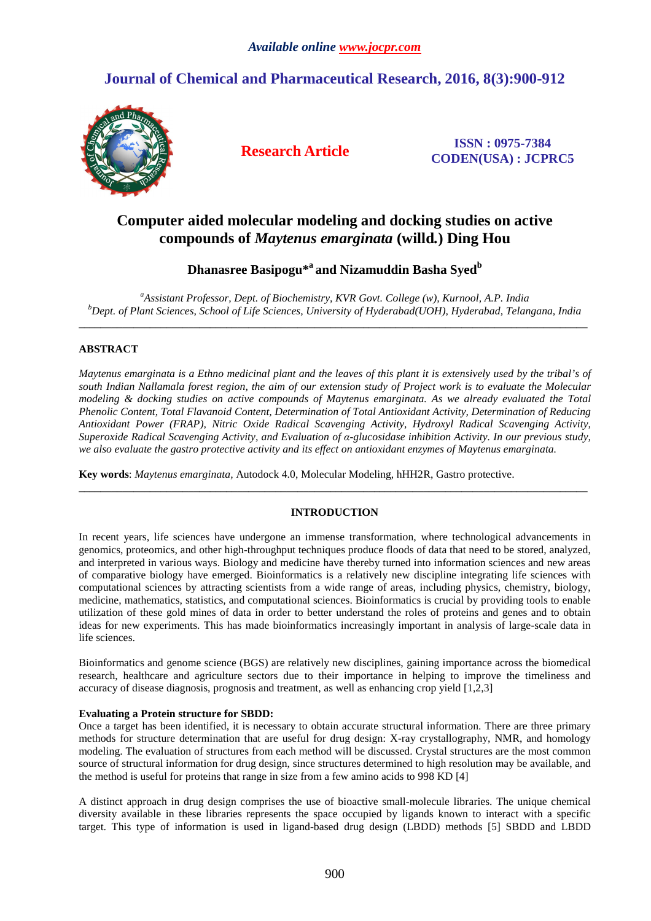*Available online www.jocpr.com*

# Journal of Chemical and Pharmaceutical Research, 2016, 8(3):900-912

**Research Article**

**ISSN : 0975-7384**
**CODEN(USA) : JCPRC5**

# Computer aided molecular modeling and docking studies on active compounds of *Maytenus emarginata* (willd.) Ding Hou

**Dhanasree Basipogu*[a] and Nizamuddin Basha Syed[b]**

[a]*Assistant Professor, Dept. of Biochemistry, KVR Govt. College (w), Kurnool, A.P. India*
[b]*Dept. of Plant Sciences, School of Life Sciences, University of Hyderabad(UOH), Hyderabad, Telangana, India*

---

## ABSTRACT

*Maytenus emarginata is a Ethno medicinal plant and the leaves of this plant it is extensively used by the tribal's of south Indian Nallamala forest region, the aim of our extension study of Project work is to evaluate the Molecular modeling & docking studies on active compounds of Maytenus emarginata. As we already evaluated the Total Phenolic Content, Total Flavanoid Content, Determination of Total Antioxidant Activity, Determination of Reducing Antioxidant Power (FRAP), Nitric Oxide Radical Scavenging Activity, Hydroxyl Radical Scavenging Activity, Superoxide Radical Scavenging Activity, and Evaluation of α-glucosidase inhibition Activity. In our previous study, we also evaluate the gastro protective activity and its effect on antioxidant enzymes of Maytenus emarginata.*

**Key words**: *Maytenus emarginata,* Autodock 4.0, Molecular Modeling, hHH2R, Gastro protective.

---

## INTRODUCTION

In recent years, life sciences have undergone an immense transformation, where technological advancements in genomics, proteomics, and other high-throughput techniques produce floods of data that need to be stored, analyzed, and interpreted in various ways. Biology and medicine have thereby turned into information sciences and new areas of comparative biology have emerged. Bioinformatics is a relatively new discipline integrating life sciences with computational sciences by attracting scientists from a wide range of areas, including physics, chemistry, biology, medicine, mathematics, statistics, and computational sciences. Bioinformatics is crucial by providing tools to enable utilization of these gold mines of data in order to better understand the roles of proteins and genes and to obtain ideas for new experiments. This has made bioinformatics increasingly important in analysis of large-scale data in life sciences.

Bioinformatics and genome science (BGS) are relatively new disciplines, gaining importance across the biomedical research, healthcare and agriculture sectors due to their importance in helping to improve the timeliness and accuracy of disease diagnosis, prognosis and treatment, as well as enhancing crop yield [1,2,3]

**Evaluating a Protein structure for SBDD:**
Once a target has been identified, it is necessary to obtain accurate structural information. There are three primary methods for structure determination that are useful for drug design: X-ray crystallography, NMR, and homology modeling. The evaluation of structures from each method will be discussed. Crystal structures are the most common source of structural information for drug design, since structures determined to high resolution may be available, and the method is useful for proteins that range in size from a few amino acids to 998 KD [4]

A distinct approach in drug design comprises the use of bioactive small-molecule libraries. The unique chemical diversity available in these libraries represents the space occupied by ligands known to interact with a specific target. This type of information is used in ligand-based drug design (LBDD) methods [5] SBDD and LBDD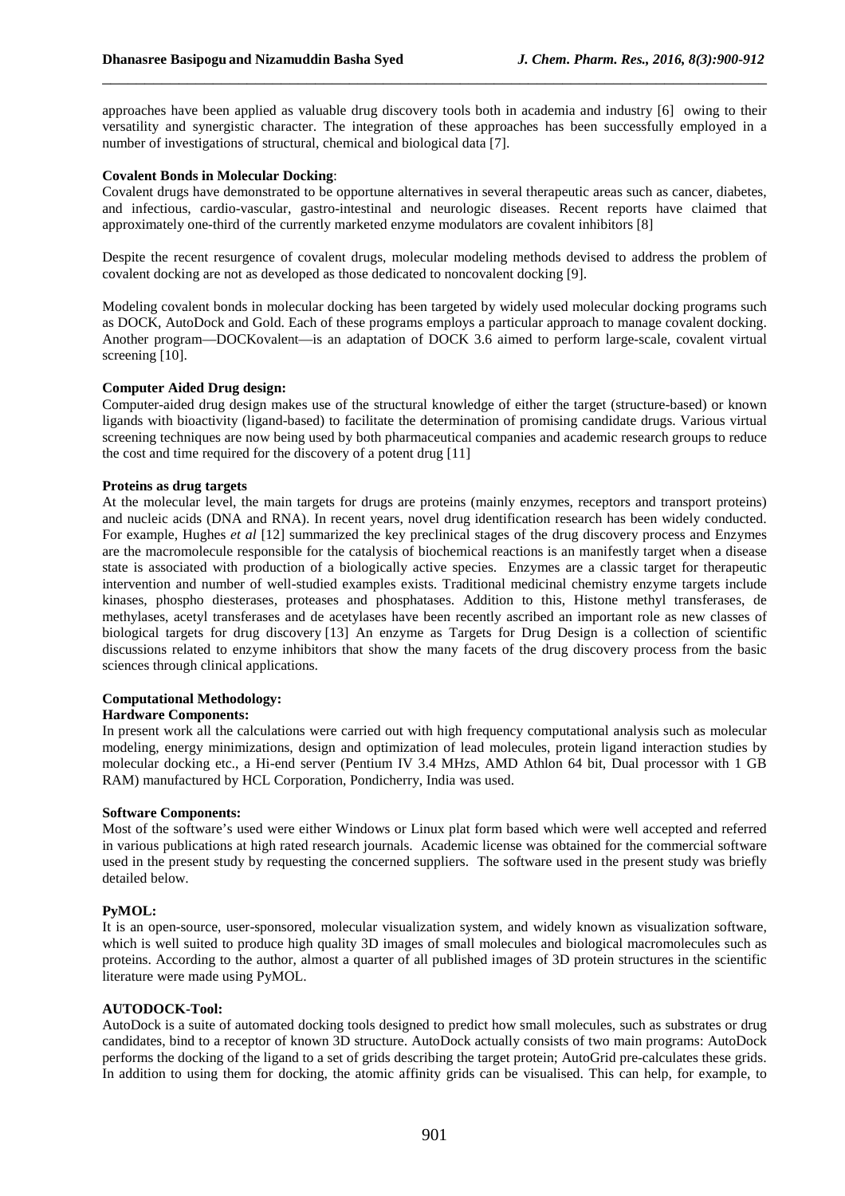approaches have been applied as valuable drug discovery tools both in academia and industry [6] owing to their versatility and synergistic character. The integration of these approaches has been successfully employed in a number of investigations of structural, chemical and biological data [7].

**Covalent Bonds in Molecular Docking**:

Covalent drugs have demonstrated to be opportune alternatives in several therapeutic areas such as cancer, diabetes, and infectious, cardio-vascular, gastro-intestinal and neurologic diseases. Recent reports have claimed that approximately one-third of the currently marketed enzyme modulators are covalent inhibitors [8]

Despite the recent resurgence of covalent drugs, molecular modeling methods devised to address the problem of covalent docking are not as developed as those dedicated to noncovalent docking [9].

Modeling covalent bonds in molecular docking has been targeted by widely used molecular docking programs such as DOCK, AutoDock and Gold. Each of these programs employs a particular approach to manage covalent docking. Another program—DOCKovalent—is an adaptation of DOCK 3.6 aimed to perform large-scale, covalent virtual screening [10].

**Computer Aided Drug design:**

Computer-aided drug design makes use of the structural knowledge of either the target (structure-based) or known ligands with bioactivity (ligand-based) to facilitate the determination of promising candidate drugs. Various virtual screening techniques are now being used by both pharmaceutical companies and academic research groups to reduce the cost and time required for the discovery of a potent drug [11]

**Proteins as drug targets**

At the molecular level, the main targets for drugs are proteins (mainly enzymes, receptors and transport proteins) and nucleic acids (DNA and RNA). In recent years, novel drug identification research has been widely conducted. For example, Hughes *et al* [12] summarized the key preclinical stages of the drug discovery process and Enzymes are the macromolecule responsible for the catalysis of biochemical reactions is an manifestly target when a disease state is associated with production of a biologically active species. Enzymes are a classic target for therapeutic intervention and number of well-studied examples exists. Traditional medicinal chemistry enzyme targets include kinases, phospho diesterases, proteases and phosphatases. Addition to this, Histone methyl transferases, de methylases, acetyl transferases and de acetylases have been recently ascribed an important role as new classes of biological targets for drug discovery [13] An enzyme as Targets for Drug Design is a collection of scientific discussions related to enzyme inhibitors that show the many facets of the drug discovery process from the basic sciences through clinical applications.

**Computational Methodology:**

**Hardware Components:**

In present work all the calculations were carried out with high frequency computational analysis such as molecular modeling, energy minimizations, design and optimization of lead molecules, protein ligand interaction studies by molecular docking etc., a Hi-end server (Pentium IV 3.4 MHzs, AMD Athlon 64 bit, Dual processor with 1 GB RAM) manufactured by HCL Corporation, Pondicherry, India was used.

**Software Components:**

Most of the software's used were either Windows or Linux plat form based which were well accepted and referred in various publications at high rated research journals. Academic license was obtained for the commercial software used in the present study by requesting the concerned suppliers. The software used in the present study was briefly detailed below.

**PyMOL:**

It is an open-source, user-sponsored, molecular visualization system, and widely known as visualization software, which is well suited to produce high quality 3D images of small molecules and biological macromolecules such as proteins. According to the author, almost a quarter of all published images of 3D protein structures in the scientific literature were made using PyMOL.

**AUTODOCK-Tool:**

AutoDock is a suite of automated docking tools designed to predict how small molecules, such as substrates or drug candidates, bind to a receptor of known 3D structure. AutoDock actually consists of two main programs: AutoDock performs the docking of the ligand to a set of grids describing the target protein; AutoGrid pre-calculates these grids. In addition to using them for docking, the atomic affinity grids can be visualised. This can help, for example, to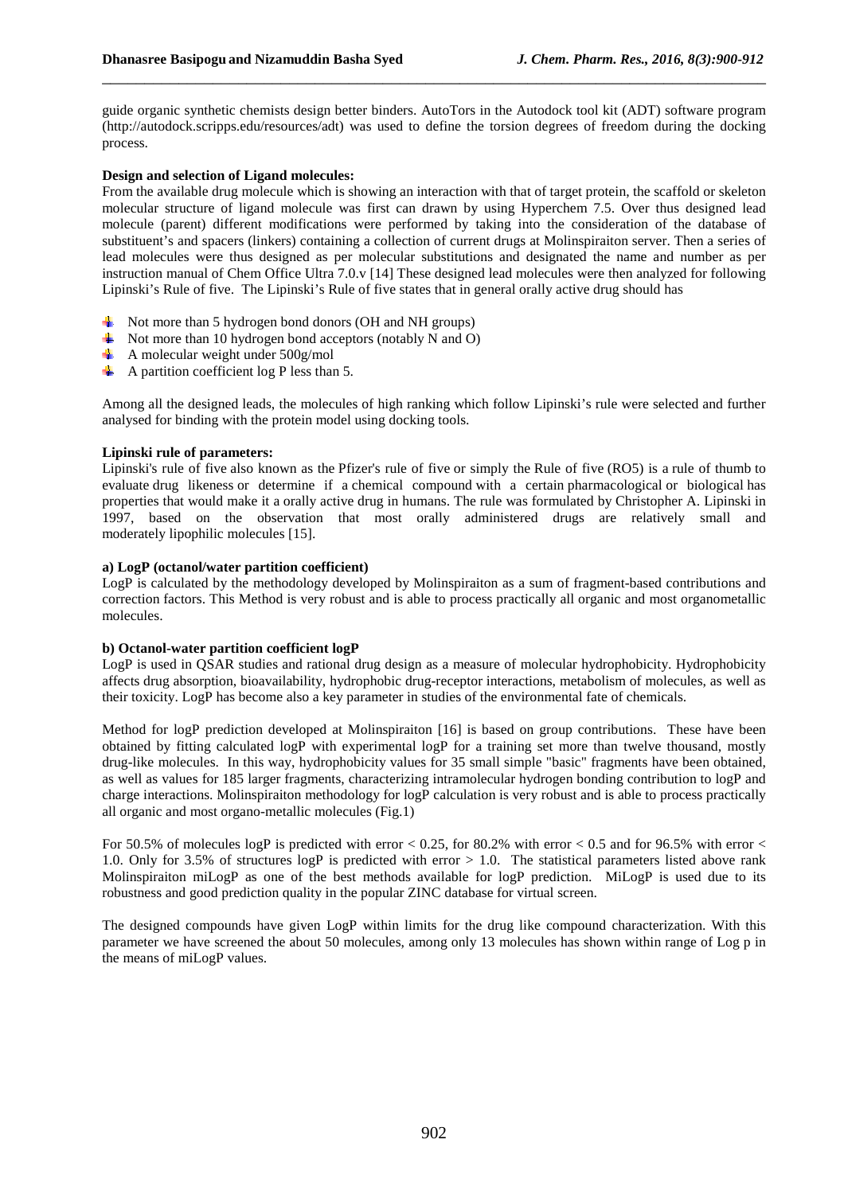guide organic synthetic chemists design better binders. AutoTors in the Autodock tool kit (ADT) software program (http://autodock.scripps.edu/resources/adt) was used to define the torsion degrees of freedom during the docking process.

**Design and selection of Ligand molecules:**

From the available drug molecule which is showing an interaction with that of target protein, the scaffold or skeleton molecular structure of ligand molecule was first can drawn by using Hyperchem 7.5. Over thus designed lead molecule (parent) different modifications were performed by taking into the consideration of the database of substituent's and spacers (linkers) containing a collection of current drugs at Molinspiraiton server. Then a series of lead molecules were thus designed as per molecular substitutions and designated the name and number as per instruction manual of Chem Office Ultra 7.0.v [14] These designed lead molecules were then analyzed for following Lipinski's Rule of five. The Lipinski's Rule of five states that in general orally active drug should has

- Not more than 5 hydrogen bond donors (OH and NH groups)
- Not more than 10 hydrogen bond acceptors (notably N and O)
- A molecular weight under 500g/mol
- A partition coefficient log P less than 5.

Among all the designed leads, the molecules of high ranking which follow Lipinski's rule were selected and further analysed for binding with the protein model using docking tools.

**Lipinski rule of parameters:**

Lipinski's rule of five also known as the Pfizer's rule of five or simply the Rule of five (RO5) is a rule of thumb to evaluate drug likeness or determine if a chemical compound with a certain pharmacological or biological has properties that would make it a orally active drug in humans. The rule was formulated by Christopher A. Lipinski in 1997, based on the observation that most orally administered drugs are relatively small and moderately lipophilic molecules [15].

**a) LogP (octanol/water partition coefficient)**

LogP is calculated by the methodology developed by Molinspiraiton as a sum of fragment-based contributions and correction factors. This Method is very robust and is able to process practically all organic and most organometallic molecules.

**b) Octanol-water partition coefficient logP**

LogP is used in QSAR studies and rational drug design as a measure of molecular hydrophobicity. Hydrophobicity affects drug absorption, bioavailability, hydrophobic drug-receptor interactions, metabolism of molecules, as well as their toxicity. LogP has become also a key parameter in studies of the environmental fate of chemicals.

Method for logP prediction developed at Molinspiraiton [16] is based on group contributions. These have been obtained by fitting calculated logP with experimental logP for a training set more than twelve thousand, mostly drug-like molecules. In this way, hydrophobicity values for 35 small simple "basic" fragments have been obtained, as well as values for 185 larger fragments, characterizing intramolecular hydrogen bonding contribution to logP and charge interactions. Molinspiraiton methodology for logP calculation is very robust and is able to process practically all organic and most organo-metallic molecules (Fig.1)

For 50.5% of molecules logP is predicted with error $< 0.25$, for 80.2% with error $< 0.5$ and for 96.5% with error $<$ 1.0. Only for 3.5% of structures logP is predicted with error $> 1.0$. The statistical parameters listed above rank Molinspiraiton miLogP as one of the best methods available for logP prediction. MiLogP is used due to its robustness and good prediction quality in the popular ZINC database for virtual screen.

The designed compounds have given LogP within limits for the drug like compound characterization. With this parameter we have screened the about 50 molecules, among only 13 molecules has shown within range of Log p in the means of miLogP values.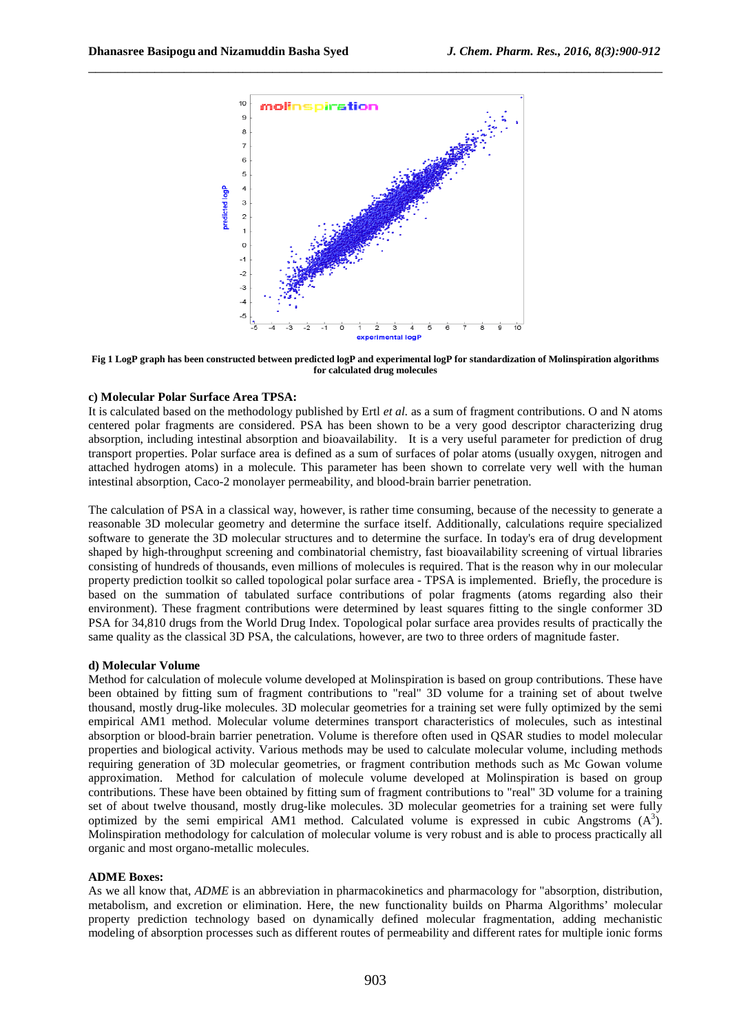Fig 1 LogP graph has been constructed between predicted logP and experimental logP for standardization of Molinspiration algorithms for calculated drug molecules

**c) Molecular Polar Surface Area TPSA:**

It is calculated based on the methodology published by Ertl *et al.* as a sum of fragment contributions. O and N atoms centered polar fragments are considered. PSA has been shown to be a very good descriptor characterizing drug absorption, including intestinal absorption and bioavailability. It is a very useful parameter for prediction of drug transport properties. Polar surface area is defined as a sum of surfaces of polar atoms (usually oxygen, nitrogen and attached hydrogen atoms) in a molecule. This parameter has been shown to correlate very well with the human intestinal absorption, Caco-2 monolayer permeability, and blood-brain barrier penetration.

The calculation of PSA in a classical way, however, is rather time consuming, because of the necessity to generate a reasonable 3D molecular geometry and determine the surface itself. Additionally, calculations require specialized software to generate the 3D molecular structures and to determine the surface. In today's era of drug development shaped by high-throughput screening and combinatorial chemistry, fast bioavailability screening of virtual libraries consisting of hundreds of thousands, even millions of molecules is required. That is the reason why in our molecular property prediction toolkit so called topological polar surface area - TPSA is implemented. Briefly, the procedure is based on the summation of tabulated surface contributions of polar fragments (atoms regarding also their environment). These fragment contributions were determined by least squares fitting to the single conformer 3D PSA for 34,810 drugs from the World Drug Index. Topological polar surface area provides results of practically the same quality as the classical 3D PSA, the calculations, however, are two to three orders of magnitude faster.

**d) Molecular Volume**

Method for calculation of molecule volume developed at Molinspiration is based on group contributions. These have been obtained by fitting sum of fragment contributions to "real" 3D volume for a training set of about twelve thousand, mostly drug-like molecules. 3D molecular geometries for a training set were fully optimized by the semi empirical AM1 method. Molecular volume determines transport characteristics of molecules, such as intestinal absorption or blood-brain barrier penetration. Volume is therefore often used in QSAR studies to model molecular properties and biological activity. Various methods may be used to calculate molecular volume, including methods requiring generation of 3D molecular geometries, or fragment contribution methods such as Mc Gowan volume approximation. Method for calculation of molecule volume developed at Molinspiration is based on group contributions. These have been obtained by fitting sum of fragment contributions to "real" 3D volume for a training set of about twelve thousand, mostly drug-like molecules. 3D molecular geometries for a training set were fully optimized by the semi empirical AM1 method. Calculated volume is expressed in cubic Angstroms ($A^3$). Molinspiration methodology for calculation of molecular volume is very robust and is able to process practically all organic and most organo-metallic molecules.

**ADME Boxes:**

As we all know that, *ADME* is an abbreviation in pharmacokinetics and pharmacology for "absorption, distribution, metabolism, and excretion or elimination. Here, the new functionality builds on Pharma Algorithms' molecular property prediction technology based on dynamically defined molecular fragmentation, adding mechanistic modeling of absorption processes such as different routes of permeability and different rates for multiple ionic forms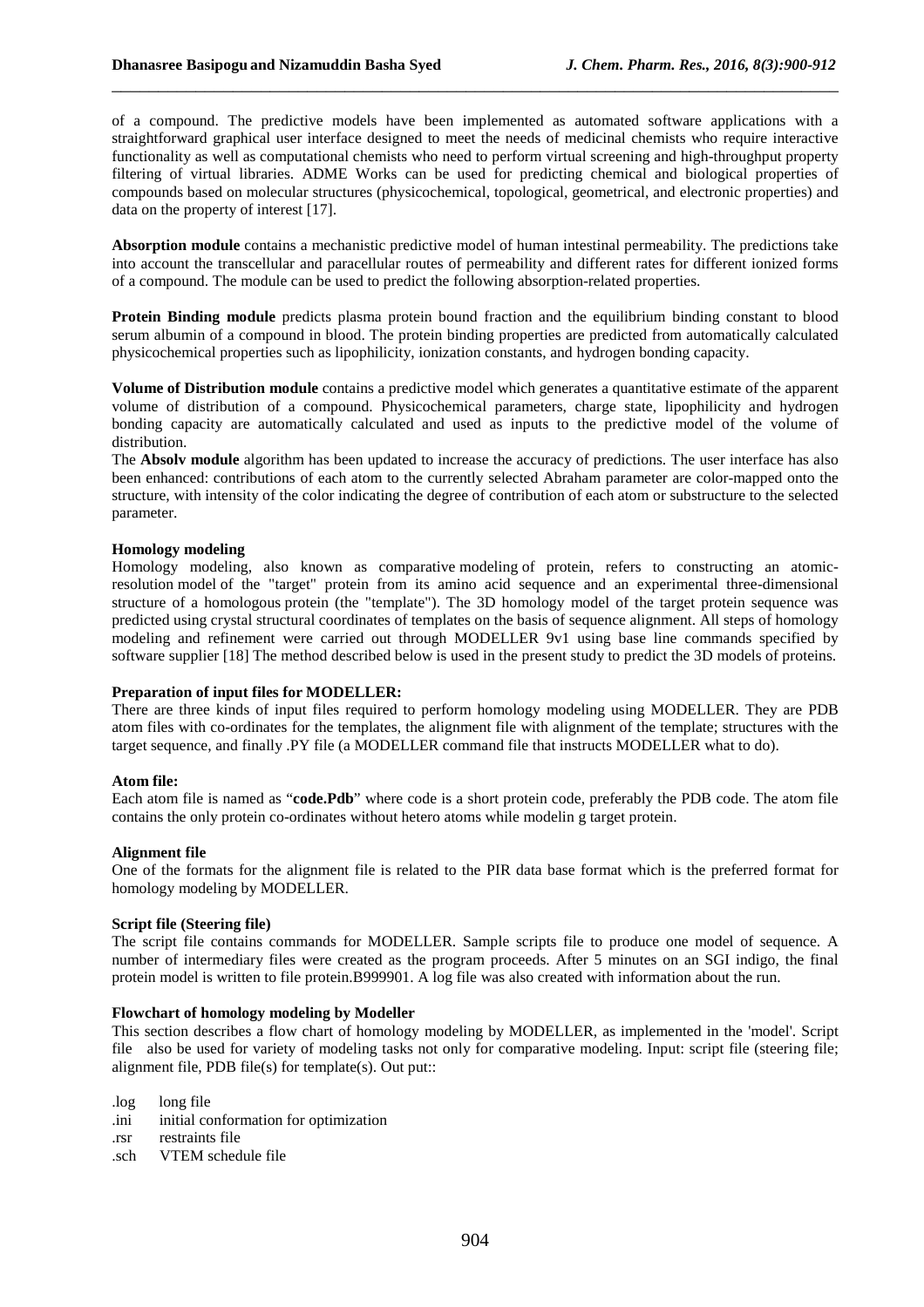of a compound. The predictive models have been implemented as automated software applications with a straightforward graphical user interface designed to meet the needs of medicinal chemists who require interactive functionality as well as computational chemists who need to perform virtual screening and high-throughput property filtering of virtual libraries. ADME Works can be used for predicting chemical and biological properties of compounds based on molecular structures (physicochemical, topological, geometrical, and electronic properties) and data on the property of interest [17].

**Absorption module** contains a mechanistic predictive model of human intestinal permeability. The predictions take into account the transcellular and paracellular routes of permeability and different rates for different ionized forms of a compound. The module can be used to predict the following absorption-related properties.

**Protein Binding module** predicts plasma protein bound fraction and the equilibrium binding constant to blood serum albumin of a compound in blood. The protein binding properties are predicted from automatically calculated physicochemical properties such as lipophilicity, ionization constants, and hydrogen bonding capacity.

**Volume of Distribution module** contains a predictive model which generates a quantitative estimate of the apparent volume of distribution of a compound. Physicochemical parameters, charge state, lipophilicity and hydrogen bonding capacity are automatically calculated and used as inputs to the predictive model of the volume of distribution.

The **Absolv module** algorithm has been updated to increase the accuracy of predictions. The user interface has also been enhanced: contributions of each atom to the currently selected Abraham parameter are color-mapped onto the structure, with intensity of the color indicating the degree of contribution of each atom or substructure to the selected parameter.

**Homology modeling**

Homology modeling, also known as comparative modeling of protein, refers to constructing an atomic-resolution model of the "target" protein from its amino acid sequence and an experimental three-dimensional structure of a homologous protein (the "template"). The 3D homology model of the target protein sequence was predicted using crystal structural coordinates of templates on the basis of sequence alignment. All steps of homology modeling and refinement were carried out through MODELLER 9v1 using base line commands specified by software supplier [18] The method described below is used in the present study to predict the 3D models of proteins.

**Preparation of input files for MODELLER:**

There are three kinds of input files required to perform homology modeling using MODELLER. They are PDB atom files with co-ordinates for the templates, the alignment file with alignment of the template; structures with the target sequence, and finally .PY file (a MODELLER command file that instructs MODELLER what to do).

**Atom file:**

Each atom file is named as "**code.Pdb**" where code is a short protein code, preferably the PDB code. The atom file contains the only protein co-ordinates without hetero atoms while modelin g target protein.

**Alignment file**

One of the formats for the alignment file is related to the PIR data base format which is the preferred format for homology modeling by MODELLER.

**Script file (Steering file)**

The script file contains commands for MODELLER. Sample scripts file to produce one model of sequence. A number of intermediary files were created as the program proceeds. After 5 minutes on an SGI indigo, the final protein model is written to file protein.B999901. A log file was also created with information about the run.

**Flowchart of homology modeling by Modeller**

This section describes a flow chart of homology modeling by MODELLER, as implemented in the 'model'. Script file also be used for variety of modeling tasks not only for comparative modeling. Input: script file (steering file; alignment file, PDB file(s) for template(s). Out put::

.log long file
.ini initial conformation for optimization
.rsr restraints file
.sch VTEM schedule file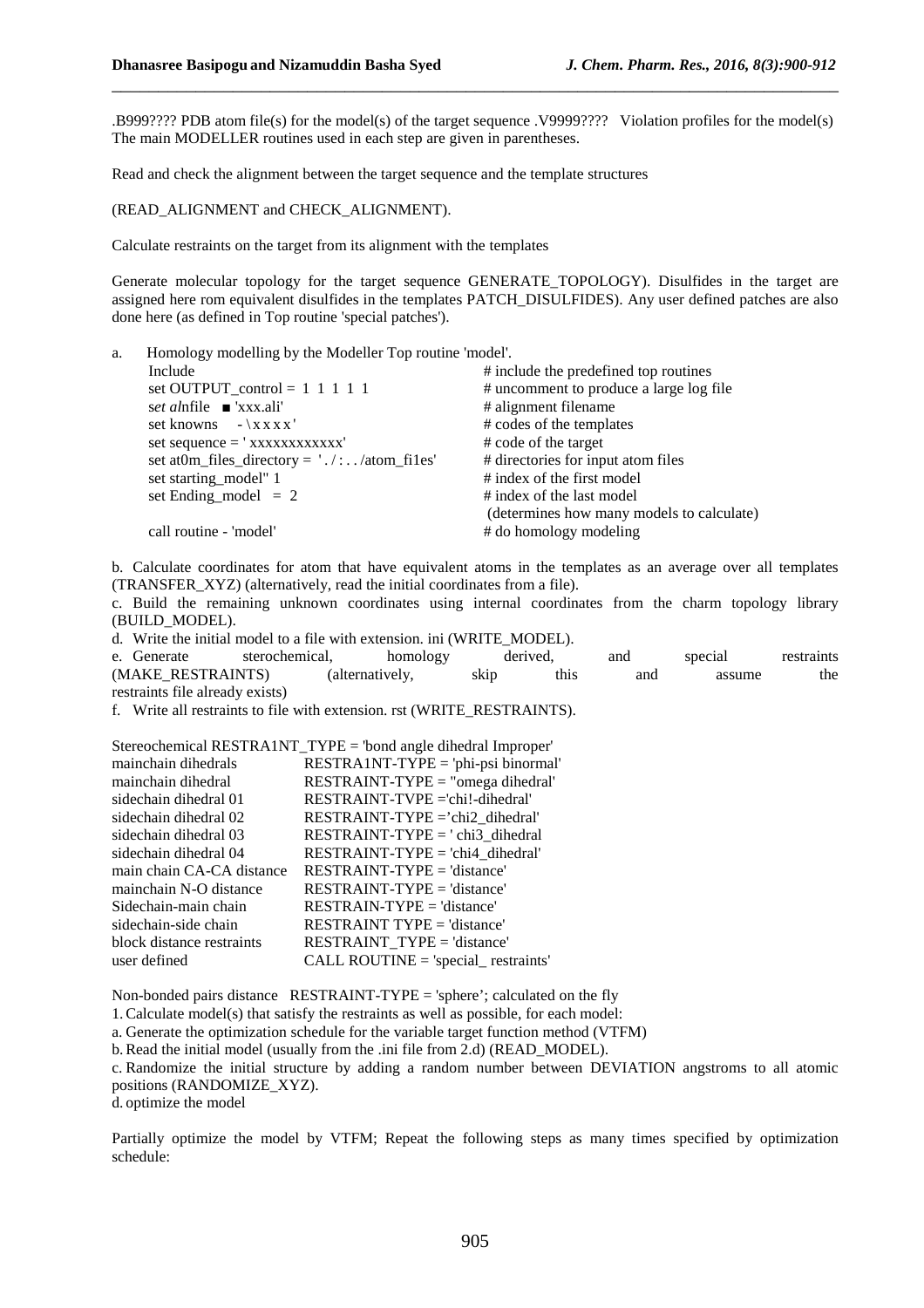.B999???? PDB atom file(s) for the model(s) of the target sequence .V9999???? Violation profiles for the model(s) The main MODELLER routines used in each step are given in parentheses.

Read and check the alignment between the target sequence and the template structures

(READ_ALIGNMENT and CHECK_ALIGNMENT).

Calculate restraints on the target from its alignment with the templates

Generate molecular topology for the target sequence GENERATE_TOPOLOGY). Disulfides in the target are assigned here rom equivalent disulfides in the templates PATCH_DISULFIDES). Any user defined patches are also done here (as defined in Top routine 'special patches').

a. Homology modelling by the Modeller Top routine 'model'.

```
Include                                          # include the predefined top routines
set OUTPUT_control = 1 1 1 1 1                   # uncomment to produce a large log file
set alnfile ■ 'xxx.ali'                          # alignment filename
set knowns  - \xxxx'                             # codes of the templates
set sequence = ' xxxxxxxxxxxx'                   # code of the target
set at0m_files_directory = './:../atom_fi1es'    # directories for input atom files
set starting_model" 1                            # index of the first model
set Ending_model  = 2                            # index of the last model
                                                  (determines how many models to calculate)
call routine - 'model'                           # do homology modeling
```

b. Calculate coordinates for atom that have equivalent atoms in the templates as an average over all templates (TRANSFER_XYZ) (alternatively, read the initial coordinates from a file).

c. Build the remaining unknown coordinates using internal coordinates from the charm topology library (BUILD_MODEL).

d. Write the initial model to a file with extension. ini (WRITE_MODEL).

e. Generate sterochemical, homology derived, and special restraints (MAKE_RESTRAINTS) (alternatively, skip this and assume the restraints file already exists)

f. Write all restraints to file with extension. rst (WRITE_RESTRAINTS).

```
Stereochemical RESTRA1NT_TYPE = 'bond angle dihedral Improper'
mainchain dihedrals        RESTRA1NT-TYPE = 'phi-psi binormal'
mainchain dihedral         RESTRAINT-TYPE = "omega dihedral'
sidechain dihedral 01      RESTRAINT-TVPE ='chi!-dihedral'
sidechain dihedral 02      RESTRAINT-TYPE ='chi2_dihedral'
sidechain dihedral 03      RESTRAINT-TYPE = ' chi3_dihedral
sidechain dihedral 04      RESTRAINT-TYPE = 'chi4_dihedral'
main chain CA-CA distance  RESTRAINT-TYPE = 'distance'
mainchain N-O distance     RESTRAINT-TYPE = 'distance'
Sidechain-main chain       RESTRAIN-TYPE = 'distance'
sidechain-side chain       RESTRAINT TYPE = 'distance'
block distance restraints  RESTRAINT_TYPE = 'distance'
user defined               CALL ROUTINE = 'special_ restraints'
```

Non-bonded pairs distance RESTRAINT-TYPE = 'sphere'; calculated on the fly

1. Calculate model(s) that satisfy the restraints as well as possible, for each model:

a. Generate the optimization schedule for the variable target function method (VTFM)

b. Read the initial model (usually from the .ini file from 2.d) (READ_MODEL).

c. Randomize the initial structure by adding a random number between DEVIATION angstroms to all atomic positions (RANDOMIZE_XYZ).

d. optimize the model

Partially optimize the model by VTFM; Repeat the following steps as many times specified by optimization schedule: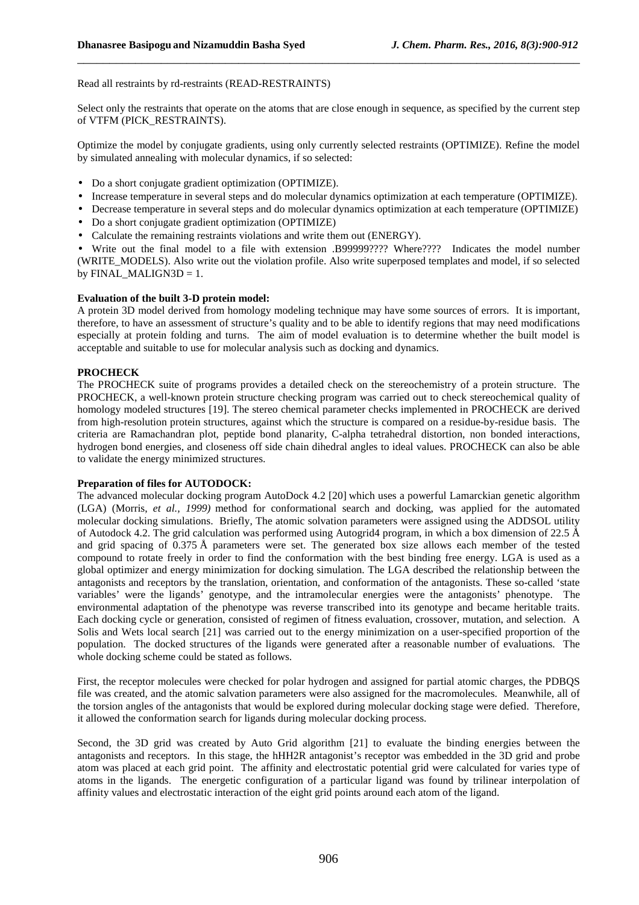Read all restraints by rd-restraints (READ-RESTRAINTS)

Select only the restraints that operate on the atoms that are close enough in sequence, as specified by the current step of VTFM (PICK_RESTRAINTS).

Optimize the model by conjugate gradients, using only currently selected restraints (OPTIMIZE). Refine the model by simulated annealing with molecular dynamics, if so selected:

- Do a short conjugate gradient optimization (OPTIMIZE).
- Increase temperature in several steps and do molecular dynamics optimization at each temperature (OPTIMIZE).
- Decrease temperature in several steps and do molecular dynamics optimization at each temperature (OPTIMIZE)
- Do a short conjugate gradient optimization (OPTIMIZE)
- Calculate the remaining restraints violations and write them out (ENERGY).
- Write out the final model to a file with extension .B99999???? Where???? Indicates the model number (WRITE_MODELS). Also write out the violation profile. Also write superposed templates and model, if so selected by FINAL_MALIGN3D = 1.

**Evaluation of the built 3-D protein model:**

A protein 3D model derived from homology modeling technique may have some sources of errors. It is important, therefore, to have an assessment of structure's quality and to be able to identify regions that may need modifications especially at protein folding and turns. The aim of model evaluation is to determine whether the built model is acceptable and suitable to use for molecular analysis such as docking and dynamics.

**PROCHECK**

The PROCHECK suite of programs provides a detailed check on the stereochemistry of a protein structure. The PROCHECK, a well-known protein structure checking program was carried out to check stereochemical quality of homology modeled structures [19]. The stereo chemical parameter checks implemented in PROCHECK are derived from high-resolution protein structures, against which the structure is compared on a residue-by-residue basis. The criteria are Ramachandran plot, peptide bond planarity, C-alpha tetrahedral distortion, non bonded interactions, hydrogen bond energies, and closeness off side chain dihedral angles to ideal values. PROCHECK can also be able to validate the energy minimized structures.

**Preparation of files for AUTODOCK:**

The advanced molecular docking program AutoDock 4.2 [20] which uses a powerful Lamarckian genetic algorithm (LGA) (Morris, *et al., 1999)* method for conformational search and docking, was applied for the automated molecular docking simulations. Briefly, The atomic solvation parameters were assigned using the ADDSOL utility of Autodock 4.2. The grid calculation was performed using Autogrid4 program, in which a box dimension of 22.5 Å and grid spacing of 0.375 Å parameters were set. The generated box size allows each member of the tested compound to rotate freely in order to find the conformation with the best binding free energy. LGA is used as a global optimizer and energy minimization for docking simulation. The LGA described the relationship between the antagonists and receptors by the translation, orientation, and conformation of the antagonists. These so-called 'state variables' were the ligands' genotype, and the intramolecular energies were the antagonists' phenotype. The environmental adaptation of the phenotype was reverse transcribed into its genotype and became heritable traits. Each docking cycle or generation, consisted of regimen of fitness evaluation, crossover, mutation, and selection. A Solis and Wets local search [21] was carried out to the energy minimization on a user-specified proportion of the population. The docked structures of the ligands were generated after a reasonable number of evaluations. The whole docking scheme could be stated as follows.

First, the receptor molecules were checked for polar hydrogen and assigned for partial atomic charges, the PDBQS file was created, and the atomic salvation parameters were also assigned for the macromolecules. Meanwhile, all of the torsion angles of the antagonists that would be explored during molecular docking stage were defied. Therefore, it allowed the conformation search for ligands during molecular docking process.

Second, the 3D grid was created by Auto Grid algorithm [21] to evaluate the binding energies between the antagonists and receptors. In this stage, the hHH2R antagonist's receptor was embedded in the 3D grid and probe atom was placed at each grid point. The affinity and electrostatic potential grid were calculated for varies type of atoms in the ligands. The energetic configuration of a particular ligand was found by trilinear interpolation of affinity values and electrostatic interaction of the eight grid points around each atom of the ligand.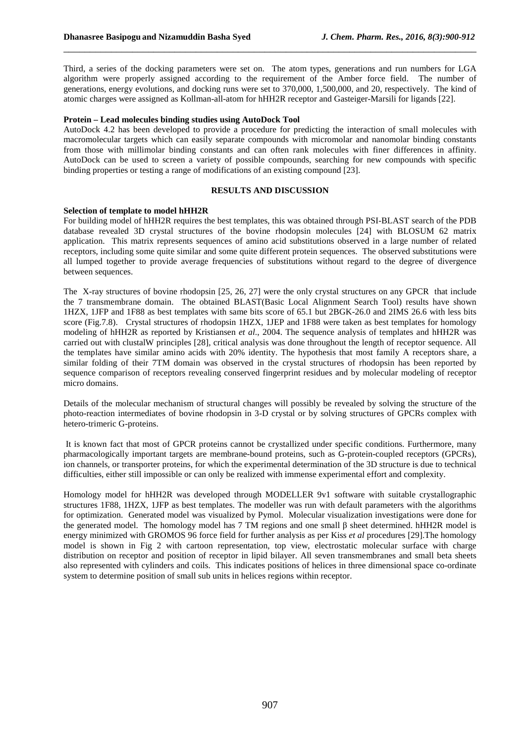Third, a series of the docking parameters were set on. The atom types, generations and run numbers for LGA algorithm were properly assigned according to the requirement of the Amber force field. The number of generations, energy evolutions, and docking runs were set to 370,000, 1,500,000, and 20, respectively. The kind of atomic charges were assigned as Kollman-all-atom for hHH2R receptor and Gasteiger-Marsili for ligands [22].

**Protein – Lead molecules binding studies using AutoDock Tool**

AutoDock 4.2 has been developed to provide a procedure for predicting the interaction of small molecules with macromolecular targets which can easily separate compounds with micromolar and nanomolar binding constants from those with millimolar binding constants and can often rank molecules with finer differences in affinity. AutoDock can be used to screen a variety of possible compounds, searching for new compounds with specific binding properties or testing a range of modifications of an existing compound [23].

## RESULTS AND DISCUSSION

**Selection of template to model hHH2R**

For building model of hHH2R requires the best templates, this was obtained through PSI-BLAST search of the PDB database revealed 3D crystal structures of the bovine rhodopsin molecules [24] with BLOSUM 62 matrix application. This matrix represents sequences of amino acid substitutions observed in a large number of related receptors, including some quite similar and some quite different protein sequences. The observed substitutions were all lumped together to provide average frequencies of substitutions without regard to the degree of divergence between sequences.

The X-ray structures of bovine rhodopsin [25, 26, 27] were the only crystal structures on any GPCR that include the 7 transmembrane domain. The obtained BLAST(Basic Local Alignment Search Tool) results have shown 1HZX, 1JFP and 1F88 as best templates with same bits score of 65.1 but 2BGK-26.0 and 2IMS 26.6 with less bits score (Fig.7.8). Crystal structures of rhodopsin 1HZX, 1JEP and 1F88 were taken as best templates for homology modeling of hHH2R as reported by Kristiansen *et al*., 2004. The sequence analysis of templates and hHH2R was carried out with clustalW principles [28], critical analysis was done throughout the length of receptor sequence. All the templates have similar amino acids with 20% identity. The hypothesis that most family A receptors share, a similar folding of their 7TM domain was observed in the crystal structures of rhodopsin has been reported by sequence comparison of receptors revealing conserved fingerprint residues and by molecular modeling of receptor micro domains.

Details of the molecular mechanism of structural changes will possibly be revealed by solving the structure of the photo-reaction intermediates of bovine rhodopsin in 3-D crystal or by solving structures of GPCRs complex with hetero-trimeric G-proteins.

It is known fact that most of GPCR proteins cannot be crystallized under specific conditions. Furthermore, many pharmacologically important targets are membrane-bound proteins, such as G-protein-coupled receptors (GPCRs), ion channels, or transporter proteins, for which the experimental determination of the 3D structure is due to technical difficulties, either still impossible or can only be realized with immense experimental effort and complexity.

Homology model for hHH2R was developed through MODELLER 9v1 software with suitable crystallographic structures 1F88, 1HZX, 1JFP as best templates. The modeller was run with default parameters with the algorithms for optimization. Generated model was visualized by Pymol. Molecular visualization investigations were done for the generated model. The homology model has 7 TM regions and one small β sheet determined. hHH2R model is energy minimized with GROMOS 96 force field for further analysis as per Kiss *et al* procedures [29].The homology model is shown in Fig 2 with cartoon representation, top view, electrostatic molecular surface with charge distribution on receptor and position of receptor in lipid bilayer. All seven transmembranes and small beta sheets also represented with cylinders and coils. This indicates positions of helices in three dimensional space co-ordinate system to determine position of small sub units in helices regions within receptor.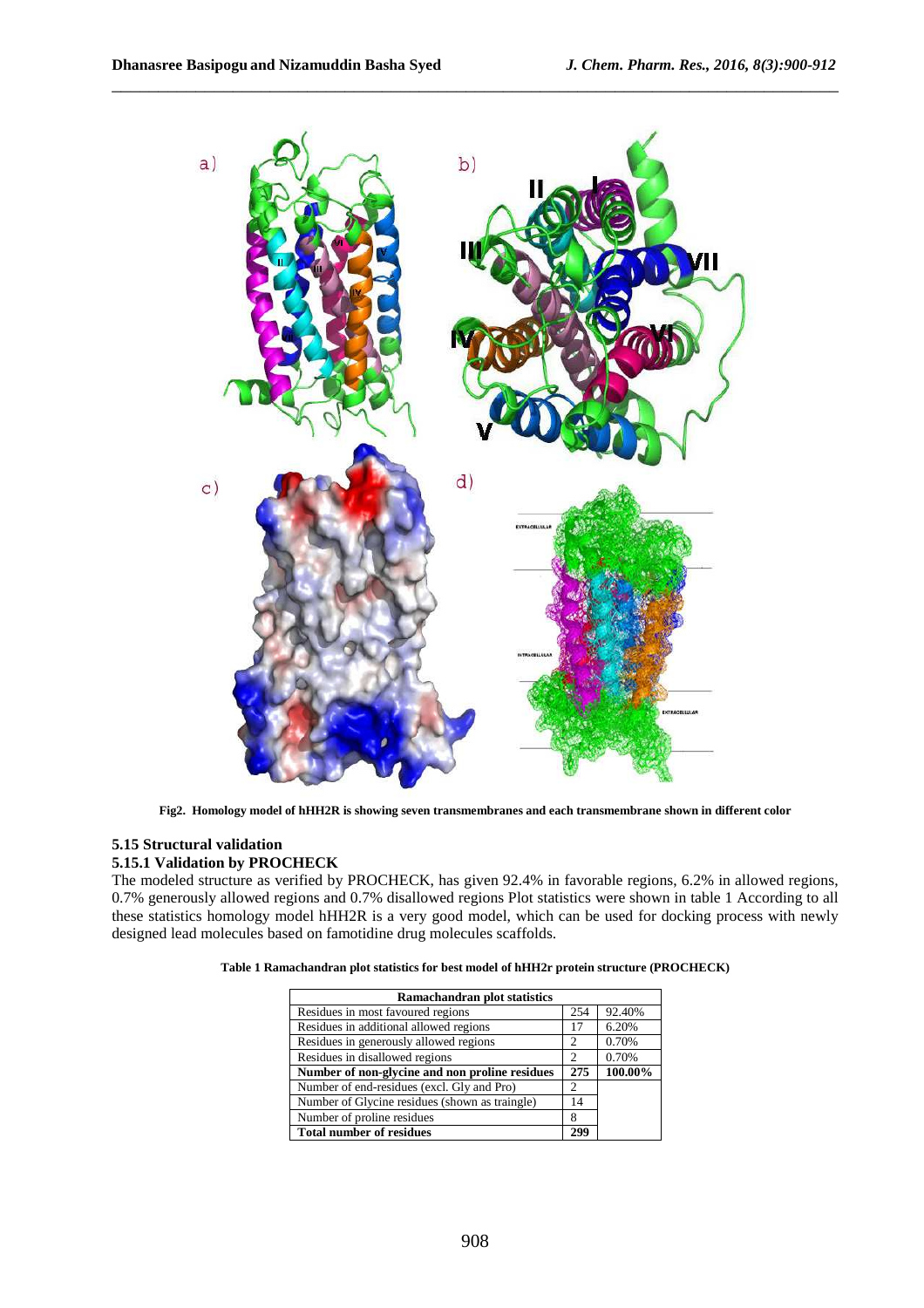Fig2. Homology model of hHH2R is showing seven transmembranes and each transmembrane shown in different color

### 5.15 Structural validation

#### 5.15.1 Validation by PROCHECK

The modeled structure as verified by PROCHECK, has given 92.4% in favorable regions, 6.2% in allowed regions, 0.7% generously allowed regions and 0.7% disallowed regions Plot statistics were shown in table 1 According to all these statistics homology model hHH2R is a very good model, which can be used for docking process with newly designed lead molecules based on famotidine drug molecules scaffolds.

**Table 1 Ramachandran plot statistics for best model of hHH2r protein structure (PROCHECK)**

| Ramachandran plot statistics | | |
|---|---|---|
| Residues in most favoured regions | 254 | 92.40% |
| Residues in additional allowed regions | 17 | 6.20% |
| Residues in generously allowed regions | 2 | 0.70% |
| Residues in disallowed regions | 2 | 0.70% |
| **Number of non-glycine and non proline residues** | **275** | **100.00%** |
| Number of end-residues (excl. Gly and Pro) | 2 | |
| Number of Glycine residues (shown as traingle) | 14 | |
| Number of proline residues | 8 | |
| **Total number of residues** | **299** | |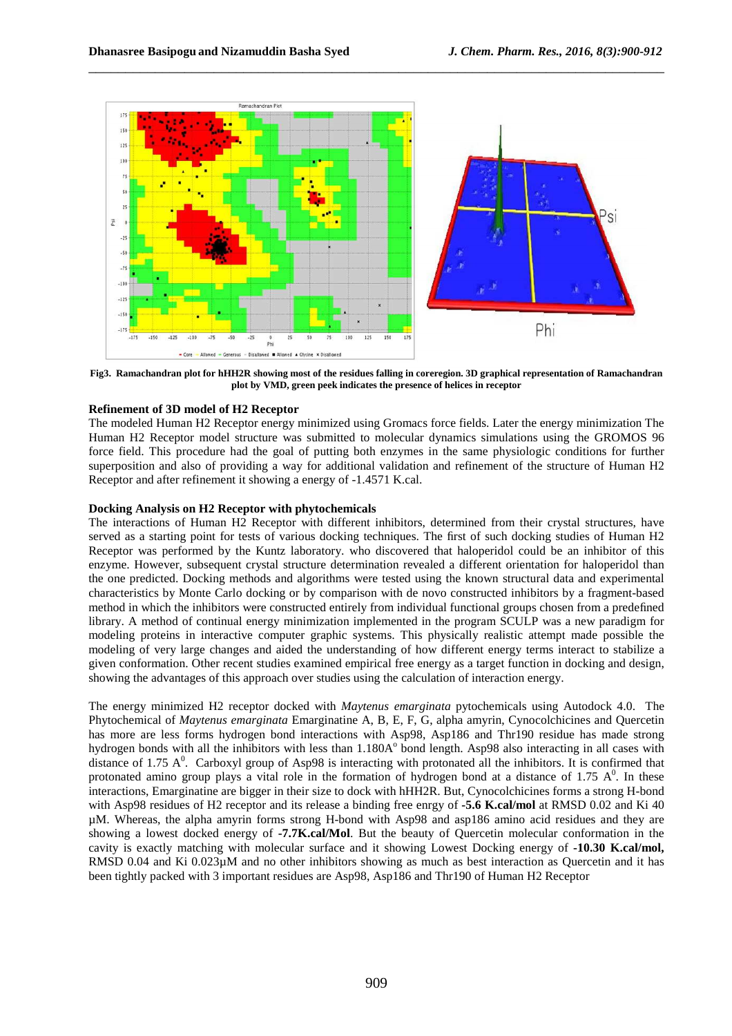**Fig3. Ramachandran plot for hHH2R showing most of the residues falling in coreregion. 3D graphical representation of Ramachandran plot by VMD, green peek indicates the presence of helices in receptor**

### Refinement of 3D model of H2 Receptor

The modeled Human H2 Receptor energy minimized using Gromacs force fields. Later the energy minimization The Human H2 Receptor model structure was submitted to molecular dynamics simulations using the GROMOS 96 force field. This procedure had the goal of putting both enzymes in the same physiologic conditions for further superposition and also of providing a way for additional validation and refinement of the structure of Human H2 Receptor and after refinement it showing a energy of -1.4571 K.cal.

### Docking Analysis on H2 Receptor with phytochemicals

The interactions of Human H2 Receptor with different inhibitors, determined from their crystal structures, have served as a starting point for tests of various docking techniques. The first of such docking studies of Human H2 Receptor was performed by the Kuntz laboratory. who discovered that haloperidol could be an inhibitor of this enzyme. However, subsequent crystal structure determination revealed a different orientation for haloperidol than the one predicted. Docking methods and algorithms were tested using the known structural data and experimental characteristics by Monte Carlo docking or by comparison with de novo constructed inhibitors by a fragment-based method in which the inhibitors were constructed entirely from individual functional groups chosen from a predefined library. A method of continual energy minimization implemented in the program SCULP was a new paradigm for modeling proteins in interactive computer graphic systems. This physically realistic attempt made possible the modeling of very large changes and aided the understanding of how different energy terms interact to stabilize a given conformation. Other recent studies examined empirical free energy as a target function in docking and design, showing the advantages of this approach over studies using the calculation of interaction energy.

The energy minimized H2 receptor docked with *Maytenus emarginata* pytochemicals using Autodock 4.0. The Phytochemical of *Maytenus emarginata* Emarginatine A, B, E, F, G, alpha amyrin, Cynocolchicines and Quercetin has more are less forms hydrogen bond interactions with Asp98, Asp186 and Thr190 residue has made strong hydrogen bonds with all the inhibitors with less than 1.180A$^{o}$ bond length. Asp98 also interacting in all cases with distance of 1.75 A$^{0}$. Carboxyl group of Asp98 is interacting with protonated all the inhibitors. It is confirmed that protonated amino group plays a vital role in the formation of hydrogen bond at a distance of 1.75 A$^{0}$. In these interactions, Emarginatine are bigger in their size to dock with hHH2R. But, Cynocolchicines forms a strong H-bond with Asp98 residues of H2 receptor and its release a binding free enrgy of **-5.6 K.cal/mol** at RMSD 0.02 and Ki 40 µM. Whereas, the alpha amyrin forms strong H-bond with Asp98 and asp186 amino acid residues and they are showing a lowest docked energy of **-7.7K.cal/Mol**. But the beauty of Quercetin molecular conformation in the cavity is exactly matching with molecular surface and it showing Lowest Docking energy of **-10.30 K.cal/mol,** RMSD 0.04 and Ki 0.023µM and no other inhibitors showing as much as best interaction as Quercetin and it has been tightly packed with 3 important residues are Asp98, Asp186 and Thr190 of Human H2 Receptor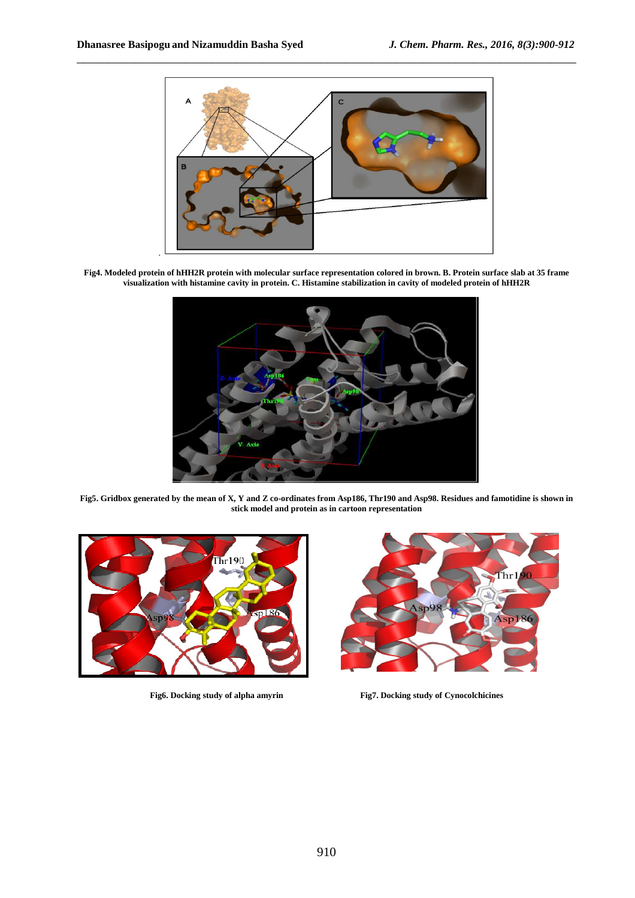Fig4. Modeled protein of hHH2R protein with molecular surface representation colored in brown. B. Protein surface slab at 35 frame visualization with histamine cavity in protein. C. Histamine stabilization in cavity of modeled protein of hHH2R

Fig5. Gridbox generated by the mean of X, Y and Z co-ordinates from Asp186, Thr190 and Asp98. Residues and famotidine is shown in stick model and protein as in cartoon representation

Fig6. Docking study of alpha amyrin

Fig7. Docking study of Cynocolchicines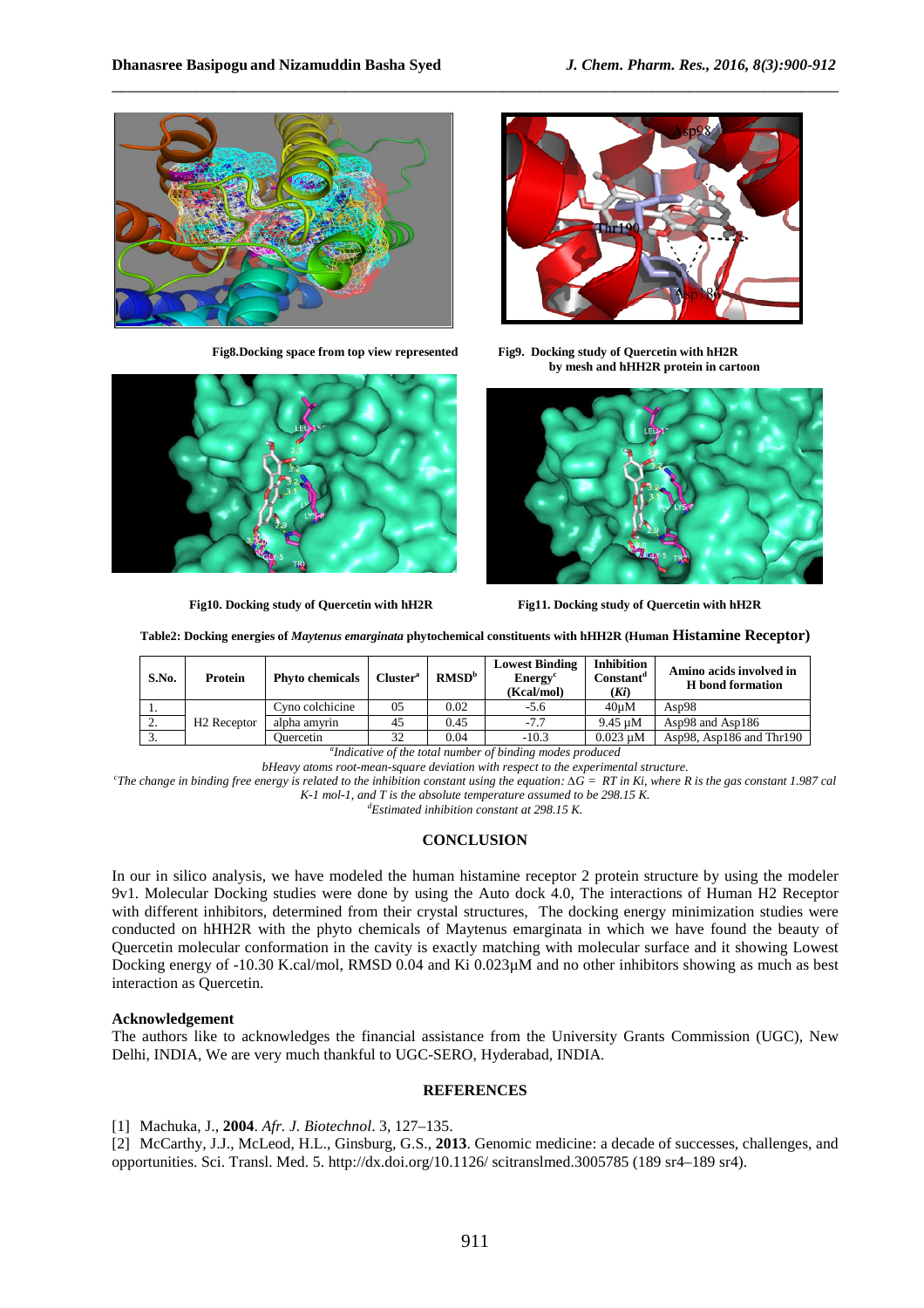**Fig8.Docking space from top view represented by mesh and hHH2R protein in cartoon**

**Fig9. Docking study of Quercetin with hH2R**

**Fig10. Docking study of Quercetin with hH2R**

**Fig11. Docking study of Quercetin with hH2R**

**Table2: Docking energies of *Maytenus emarginata* phytochemical constituents with hHH2R (Human Histamine Receptor)**

| S.No. | Protein | Phyto chemicals | Cluster[a] | RMSD[b] | Lowest Binding Energy[c] (Kcal/mol) | Inhibition Constant[d] (*Ki*) | Amino acids involved in H bond formation |
|---|---|---|---|---|---|---|---|
| 1. | H2 Receptor | Cyno colchicine | 05 | 0.02 | -5.6 | 40µM | Asp98 |
| 2. | | alpha amyrin | 45 | 0.45 | -7.7 | 9.45 µM | Asp98 and Asp186 |
| 3. | | Quercetin | 32 | 0.04 | -10.3 | 0.023 µM | Asp98, Asp186 and Thr190 |

*[a]Indicative of the total number of binding modes produced*

*bHeavy atoms root-mean-square deviation with respect to the experimental structure.*

*[c]The change in binding free energy is related to the inhibition constant using the equation: ΔG = RT in Ki, where R is the gas constant 1.987 cal K-1 mol-1, and T is the absolute temperature assumed to be 298.15 K.*

*[d]Estimated inhibition constant at 298.15 K.*

## CONCLUSION

In our in silico analysis, we have modeled the human histamine receptor 2 protein structure by using the modeler 9v1. Molecular Docking studies were done by using the Auto dock 4.0, The interactions of Human H2 Receptor with different inhibitors, determined from their crystal structures, The docking energy minimization studies were conducted on hHH2R with the phyto chemicals of Maytenus emarginata in which we have found the beauty of Quercetin molecular conformation in the cavity is exactly matching with molecular surface and it showing Lowest Docking energy of -10.30 K.cal/mol, RMSD 0.04 and Ki 0.023µM and no other inhibitors showing as much as best interaction as Quercetin.

### Acknowledgement

The authors like to acknowledges the financial assistance from the University Grants Commission (UGC), New Delhi, INDIA, We are very much thankful to UGC-SERO, Hyderabad, INDIA.

## REFERENCES

[1] Machuka, J., **2004**. *Afr. J. Biotechnol*. 3, 127–135.

[2] McCarthy, J.J., McLeod, H.L., Ginsburg, G.S., **2013**. Genomic medicine: a decade of successes, challenges, and opportunities. Sci. Transl. Med. 5. http://dx.doi.org/10.1126/ scitranslmed.3005785 (189 sr4–189 sr4).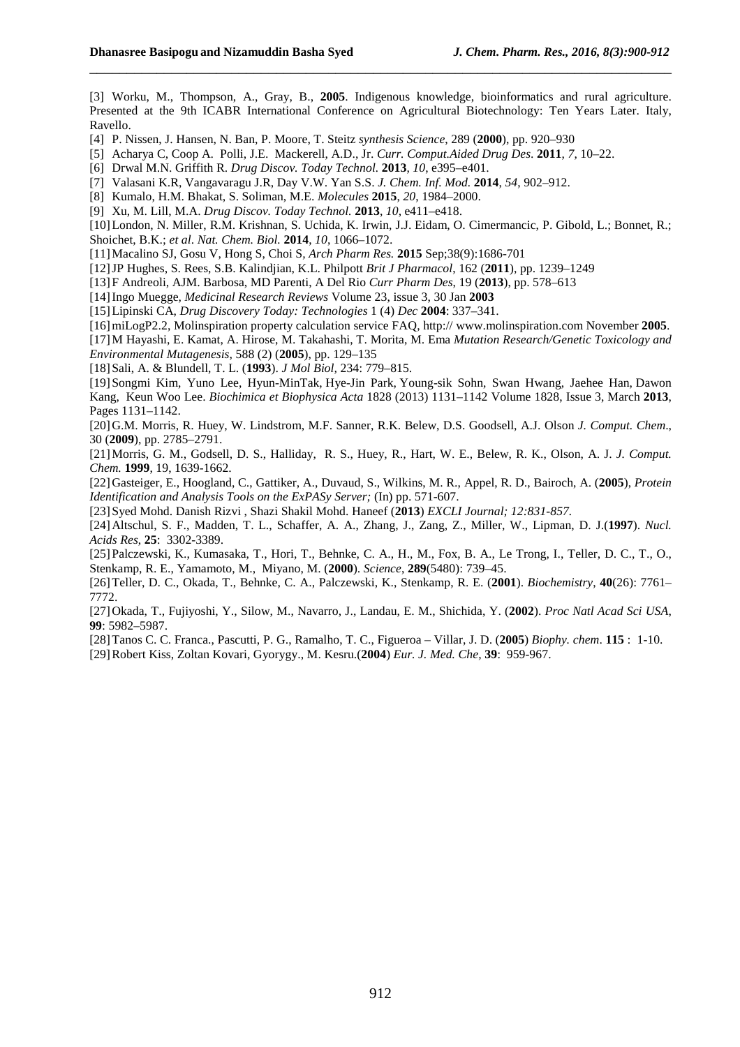[3] Worku, M., Thompson, A., Gray, B., **2005**. Indigenous knowledge, bioinformatics and rural agriculture. Presented at the 9th ICABR International Conference on Agricultural Biotechnology: Ten Years Later. Italy, Ravello.

[4] P. Nissen, J. Hansen, N. Ban, P. Moore, T. Steitz *synthesis Science*, 289 (**2000**), pp. 920–930

[5] Acharya C, Coop A. Polli, J.E. Mackerell, A.D., Jr. *Curr. Comput.Aided Drug Des.* **2011**, *7*, 10–22.

[6] Drwal M.N. Griffith R. *Drug Discov. Today Technol.* **2013**, *10*, e395–e401.

[7] Valasani K.R, Vangavaragu J.R, Day V.W. Yan S.S. *J. Chem. Inf. Mod.* **2014**, *54*, 902–912.

[8] Kumalo, H.M. Bhakat, S. Soliman, M.E. *Molecules* **2015**, *20*, 1984–2000.

[9] Xu, M. Lill, M.A. *Drug Discov. Today Technol.* **2013**, *10*, e411–e418.

[10] London, N. Miller, R.M. Krishnan, S. Uchida, K. Irwin, J.J. Eidam, O. Cimermancic, P. Gibold, L.; Bonnet, R.; Shoichet, B.K.; *et al*. *Nat. Chem. Biol.* **2014**, *10*, 1066–1072.

[11] Macalino SJ, Gosu V, Hong S, Choi S, *Arch Pharm Res.* **2015** Sep;38(9):1686-701

[12] JP Hughes, S. Rees, S.B. Kalindjian, K.L. Philpott *Brit J Pharmacol*, 162 (**2011**), pp. 1239–1249

[13] F Andreoli, AJM. Barbosa, MD Parenti, A Del Rio *Curr Pharm Des*, 19 (**2013**), pp. 578–613

[14] Ingo Muegge, *Medicinal Research Reviews* Volume 23, issue 3, 30 Jan **2003**

[15] Lipinski CA, *Drug Discovery Today: Technologies* 1 (4) *Dec* **2004**: 337–341.

[16] miLogP2.2, Molinspiration property calculation service FAQ, http:// www.molinspiration.com November **2005**.

[17] M Hayashi, E. Kamat, A. Hirose, M. Takahashi, T. Morita, M. Ema *Mutation Research/Genetic Toxicology and Environmental Mutagenesis*, 588 (2) (**2005**), pp. 129–135

[18] Sali, A. & Blundell, T. L. (**1993**). *J Mol Biol*, 234: 779–815.

[19] Songmi Kim, Yuno Lee, Hyun-MinTak, Hye-Jin Park, Young-sik Sohn, Swan Hwang, Jaehee Han, Dawon Kang, Keun Woo Lee. *Biochimica et Biophysica Acta* 1828 (2013) 1131–1142 Volume 1828, Issue 3, March **2013**, Pages 1131–1142.

[20] G.M. Morris, R. Huey, W. Lindstrom, M.F. Sanner, R.K. Belew, D.S. Goodsell, A.J. Olson *J. Comput. Chem*., 30 (**2009**), pp. 2785–2791.

[21] Morris, G. M., Godsell, D. S., Halliday, R. S., Huey, R., Hart, W. E., Belew, R. K., Olson, A. J. *J. Comput. Chem.* **1999**, 19, 1639-1662.

[22] Gasteiger, E., Hoogland, C., Gattiker, A., Duvaud, S., Wilkins, M. R., Appel, R. D., Bairoch, A. (**2005**), *Protein Identification and Analysis Tools on the ExPASy Server;* (In) pp. 571-607.

[23] Syed Mohd. Danish Rizvi , Shazi Shakil Mohd. Haneef (**2013**) *EXCLI Journal; 12:831-857.*

[24] Altschul, S. F., Madden, T. L., Schaffer, A. A., Zhang, J., Zang, Z., Miller, W., Lipman, D. J.(**1997**). *Nucl. Acids Res*, **25**: 3302-3389.

[25] Palczewski, K., Kumasaka, T., Hori, T., Behnke, C. A., H., M., Fox, B. A., Le Trong, I., Teller, D. C., T., O., Stenkamp, R. E., Yamamoto, M., Miyano, M. (**2000**). *Science*, **289**(5480): 739–45.

[26] Teller, D. C., Okada, T., Behnke, C. A., Palczewski, K., Stenkamp, R. E. (**2001**). *Biochemistry*, **40**(26): 7761–7772.

[27] Okada, T., Fujiyoshi, Y., Silow, M., Navarro, J., Landau, E. M., Shichida, Y. (**2002**). *Proc Natl Acad Sci USA*, **99**: 5982–5987.

[28] Tanos C. C. Franca., Pascutti, P. G., Ramalho, T. C., Figueroa – Villar, J. D. (**2005**) *Biophy. chem*. **115** : 1-10.

[29] Robert Kiss, Zoltan Kovari, Gyorygy., M. Kesru.(**2004**) *Eur. J. Med. Che,* **39**: 959-967.